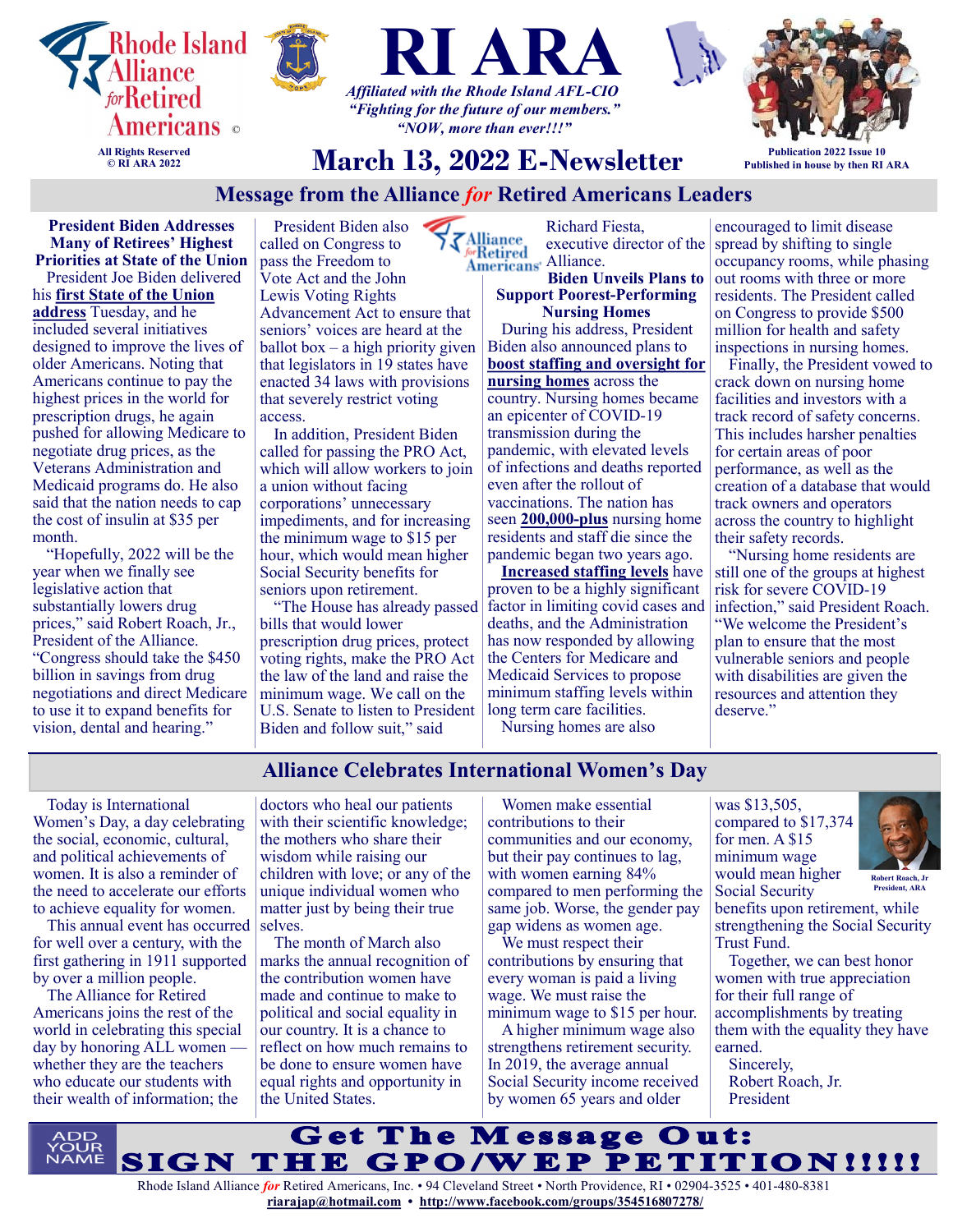# RI ARA

Rhode Island Alliance *for* Retired Americans ©

All Rights Reserved
© RI ARA 2022

*Affiliated with the Rhode Island AFL-CIO*
*"Fighting for the future of our members."*
*"NOW, more than ever!!!"*

## March 13, 2022 E-Newsletter

Publication 2022 Issue 10
Published in house by then RI ARA

## Message from the Alliance *for* Retired Americans Leaders

### President Biden Addresses Many of Retirees' Highest Priorities at State of the Union

President Joe Biden delivered his **first State of the Union address** Tuesday, and he included several initiatives designed to improve the lives of older Americans. Noting that Americans continue to pay the highest prices in the world for prescription drugs, he again pushed for allowing Medicare to negotiate drug prices, as the Veterans Administration and Medicaid programs do. He also said that the nation needs to cap the cost of insulin at $35 per month.

"Hopefully, 2022 will be the year when we finally see legislative action that substantially lowers drug prices," said Robert Roach, Jr., President of the Alliance. "Congress should take the $450 billion in savings from drug negotiations and direct Medicare to use it to expand benefits for vision, dental and hearing."

President Biden also called on Congress to pass the Freedom to Vote Act and the John Lewis Voting Rights Advancement Act to ensure that seniors' voices are heard at the ballot box – a high priority given that legislators in 19 states have enacted 34 laws with provisions that severely restrict voting access.

In addition, President Biden called for passing the PRO Act, which will allow workers to join a union without facing corporations' unnecessary impediments, and for increasing the minimum wage to $15 per hour, which would mean higher Social Security benefits for seniors upon retirement.

"The House has already passed bills that would lower prescription drug prices, protect voting rights, make the PRO Act the law of the land and raise the minimum wage. We call on the U.S. Senate to listen to President Biden and follow suit," said Richard Fiesta, executive director of the Alliance.

### Biden Unveils Plans to Support Poorest-Performing Nursing Homes

During his address, President Biden also announced plans to **boost staffing and oversight for nursing homes** across the country. Nursing homes became an epicenter of COVID-19 transmission during the pandemic, with elevated levels of infections and deaths reported even after the rollout of vaccinations. The nation has seen **200,000-plus** nursing home residents and staff die since the pandemic began two years ago.

**Increased staffing levels** have proven to be a highly significant factor in limiting covid cases and deaths, and the Administration has now responded by allowing the Centers for Medicare and Medicaid Services to propose minimum staffing levels within long term care facilities.

Nursing homes are also encouraged to limit disease spread by shifting to single occupancy rooms, while phasing out rooms with three or more residents. The President called on Congress to provide $500 million for health and safety inspections in nursing homes.

Finally, the President vowed to crack down on nursing home facilities and investors with a track record of safety concerns. This includes harsher penalties for certain areas of poor performance, as well as the creation of a database that would track owners and operators across the country to highlight their safety records.

"Nursing home residents are still one of the groups at highest risk for severe COVID-19 infection," said President Roach. "We welcome the President's plan to ensure that the most vulnerable seniors and people with disabilities are given the resources and attention they deserve."

## Alliance Celebrates International Women's Day

Today is International Women's Day, a day celebrating the social, economic, cultural, and political achievements of women. It is also a reminder of the need to accelerate our efforts to achieve equality for women.

This annual event has occurred for well over a century, with the first gathering in 1911 supported by over a million people.

The Alliance for Retired Americans joins the rest of the world in celebrating this special day by honoring ALL women — whether they are the teachers who educate our students with their wealth of information; the doctors who heal our patients with their scientific knowledge; the mothers who share their wisdom while raising our children with love; or any of the unique individual women who matter just by being their true selves.

The month of March also marks the annual recognition of the contribution women have made and continue to make to political and social equality in our country. It is a chance to reflect on how much remains to be done to ensure women have equal rights and opportunity in the United States.

Women make essential contributions to their communities and our economy, but their pay continues to lag, with women earning 84% compared to men performing the same job. Worse, the gender pay gap widens as women age.

We must respect their contributions by ensuring that every woman is paid a living wage. We must raise the minimum wage to $15 per hour.

A higher minimum wage also strengthens retirement security. In 2019, the average annual Social Security income received by women 65 years and older was $13,505, compared to $17,374 for men. A $15 minimum wage would mean higher Social Security benefits upon retirement, while strengthening the Social Security Trust Fund.

Robert Roach, Jr
President, ARA

Together, we can best honor women with true appreciation for their full range of accomplishments by treating them with the equality they have earned.

Sincerely,
Robert Roach, Jr.
President

ADD YOUR NAME

**Get The Message Out:**
**SIGN THE GPO/WEP PETITION!!!!!**

Rhode Island Alliance *for* Retired Americans, Inc. • 94 Cleveland Street • North Providence, RI • 02904-3525 • 401-480-8381
riarajap@hotmail.com • http://www.facebook.com/groups/354516807278/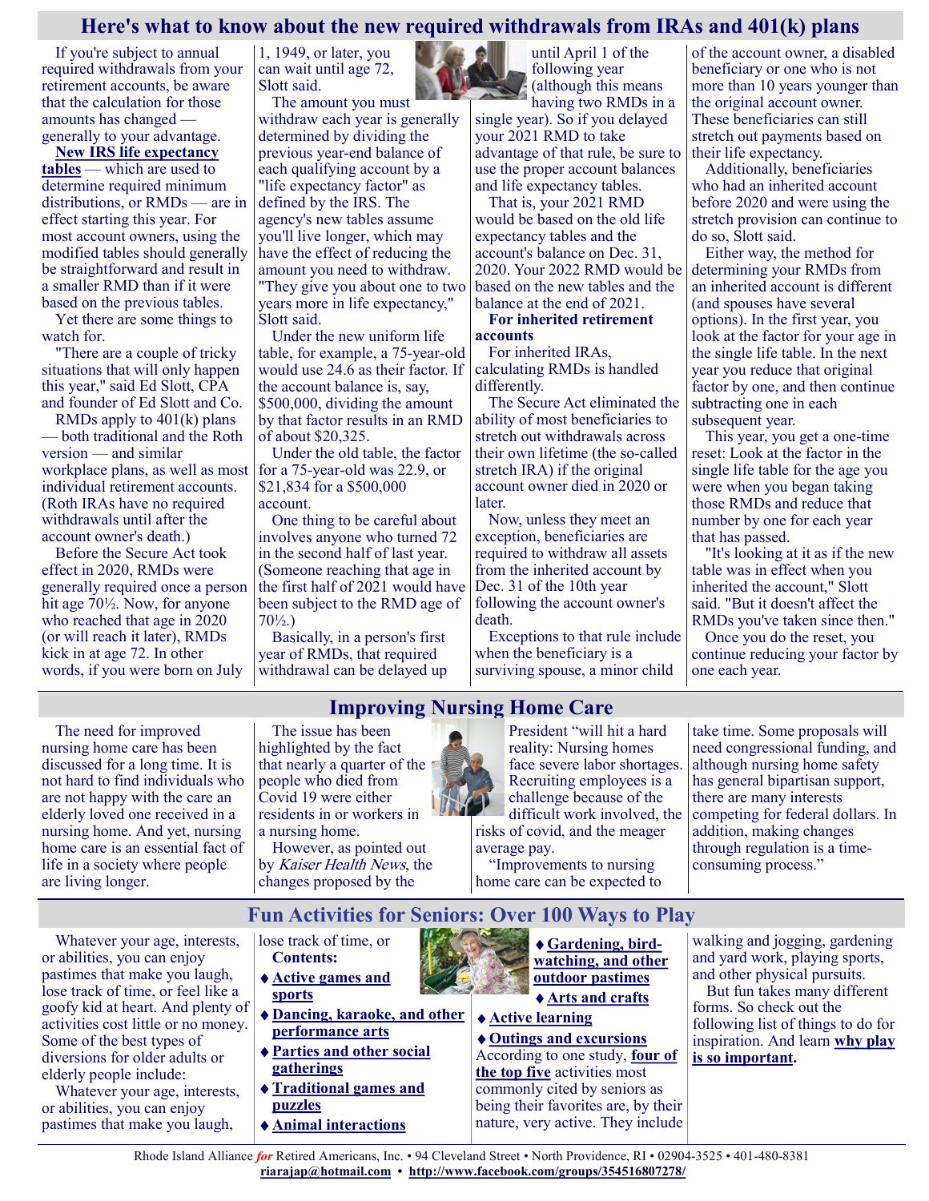## Here's what to know about the new required withdrawals from IRAs and 401(k) plans

If you're subject to annual required withdrawals from your retirement accounts, be aware that the calculation for those amounts has changed — generally to your advantage.

**New IRS life expectancy tables** — which are used to determine required minimum distributions, or RMDs — are in effect starting this year. For most account owners, using the modified tables should generally be straightforward and result in a smaller RMD than if it were based on the previous tables.

Yet there are some things to watch for.

"There are a couple of tricky situations that will only happen this year," said Ed Slott, CPA and founder of Ed Slott and Co.

RMDs apply to 401(k) plans — both traditional and the Roth version — and similar workplace plans, as well as most individual retirement accounts. (Roth IRAs have no required withdrawals until after the account owner's death.)

Before the Secure Act took effect in 2020, RMDs were generally required once a person hit age 70½. Now, for anyone who reached that age in 2020 (or will reach it later), RMDs kick in at age 72. In other words, if you were born on July 1, 1949, or later, you can wait until age 72, Slott said.

The amount you must withdraw each year is generally determined by dividing the previous year-end balance of each qualifying account by a "life expectancy factor" as defined by the IRS. The agency's new tables assume you'll live longer, which may have the effect of reducing the amount you need to withdraw. "They give you about one to two years more in life expectancy," Slott said.

Under the new uniform life table, for example, a 75-year-old would use 24.6 as their factor. If the account balance is, say, $500,000, dividing the amount by that factor results in an RMD of about $20,325.

Under the old table, the factor for a 75-year-old was 22.9, or $21,834 for a $500,000 account.

One thing to be careful about involves anyone who turned 72 in the second half of last year. (Someone reaching that age in the first half of 2021 would have been subject to the RMD age of 70½.)

Basically, in a person's first year of RMDs, that required withdrawal can be delayed up until April 1 of the following year (although this means having two RMDs in a single year). So if you delayed your 2021 RMD to take advantage of that rule, be sure to use the proper account balances and life expectancy tables.

That is, your 2021 RMD would be based on the old life expectancy tables and the account's balance on Dec. 31, 2020. Your 2022 RMD would be based on the new tables and the balance at the end of 2021.

**For inherited retirement accounts**

For inherited IRAs, calculating RMDs is handled differently.

The Secure Act eliminated the ability of most beneficiaries to stretch out withdrawals across their own lifetime (the so-called stretch IRA) if the original account owner died in 2020 or later.

Now, unless they meet an exception, beneficiaries are required to withdraw all assets from the inherited account by Dec. 31 of the 10th year following the account owner's death.

Exceptions to that rule include when the beneficiary is a surviving spouse, a minor child of the account owner, a disabled beneficiary or one who is not more than 10 years younger than the original account owner. These beneficiaries can still stretch out payments based on their life expectancy.

Additionally, beneficiaries who had an inherited account before 2020 and were using the stretch provision can continue to do so, Slott said.

Either way, the method for determining your RMDs from an inherited account is different (and spouses have several options). In the first year, you look at the factor for your age in the single life table. In the next year you reduce that original factor by one, and then continue subtracting one in each subsequent year.

This year, you get a one-time reset: Look at the factor in the single life table for the age you were when you began taking those RMDs and reduce that number by one for each year that has passed.

"It's looking at it as if the new table was in effect when you inherited the account," Slott said. "But it doesn't affect the RMDs you've taken since then."

Once you do the reset, you continue reducing your factor by one each year.

## Improving Nursing Home Care

The need for improved nursing home care has been discussed for a long time. It is not hard to find individuals who are not happy with the care an elderly loved one received in a nursing home. And yet, nursing home care is an essential fact of life in a society where people are living longer.

The issue has been highlighted by the fact that nearly a quarter of the people who died from Covid 19 were either residents in or workers in a nursing home.

However, as pointed out by *Kaiser Health News*, the changes proposed by the President "will hit a hard reality: Nursing homes face severe labor shortages. Recruiting employees is a challenge because of the difficult work involved, the risks of covid, and the meager average pay.

"Improvements to nursing home care can be expected to take time. Some proposals will need congressional funding, and although nursing home safety has general bipartisan support, there are many interests competing for federal dollars. In addition, making changes through regulation is a time-consuming process."

## Fun Activities for Seniors: Over 100 Ways to Play

Whatever your age, interests, or abilities, you can enjoy pastimes that make you laugh, lose track of time, or feel like a goofy kid at heart. And plenty of activities cost little or no money. Some of the best types of diversions for older adults or elderly people include:

Whatever your age, interests, or abilities, you can enjoy pastimes that make you laugh, lose track of time, or

**Contents:**

- **Active games and sports**
- **Dancing, karaoke, and other performance arts**
- **Parties and other social gatherings**
- **Traditional games and puzzles**
- **Animal interactions**
- **Gardening, bird-watching, and other outdoor pastimes**
- **Arts and crafts**
- **Active learning**
- **Outings and excursions**

According to one study, **four of the top five** activities most commonly cited by seniors as being their favorites are, by their nature, very active. They include walking and jogging, gardening and yard work, playing sports, and other physical pursuits.

But fun takes many different forms. So check out the following list of things to do for inspiration. And learn **why play is so important.**

Rhode Island Alliance *for* Retired Americans, Inc. • 94 Cleveland Street • North Providence, RI • 02904-3525 • 401-480-8381
**riarajap@hotmail.com** • **http://www.facebook.com/groups/354516807278/**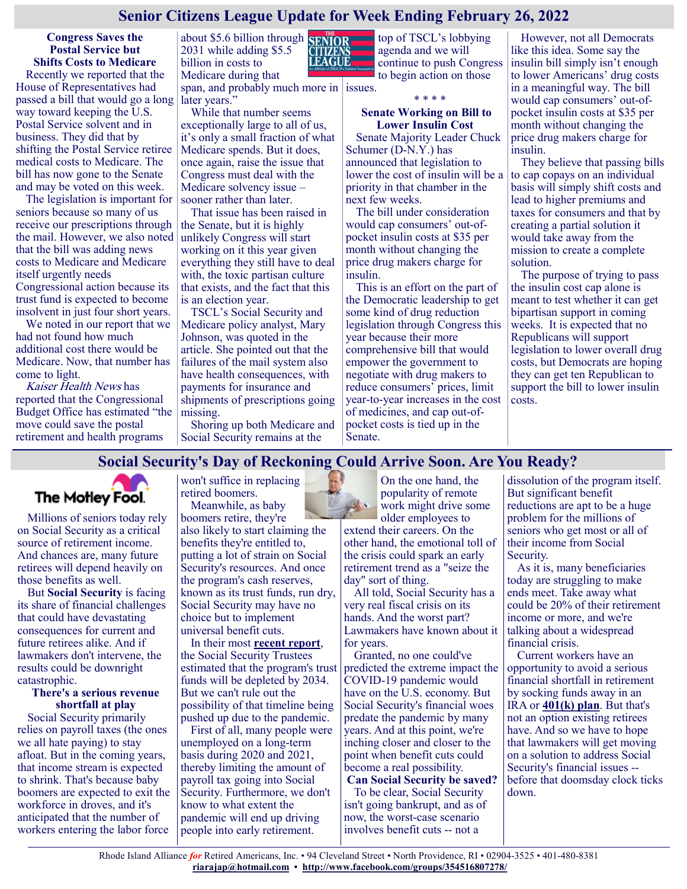# Senior Citizens League Update for Week Ending February 26, 2022

### Congress Saves the Postal Service but Shifts Costs to Medicare

Recently we reported that the House of Representatives had passed a bill that would go a long way toward keeping the U.S. Postal Service solvent and in business. They did that by shifting the Postal Service retiree medical costs to Medicare. The bill has now gone to the Senate and may be voted on this week.

The legislation is important for seniors because so many of us receive our prescriptions through the mail. However, we also noted that the bill was adding news costs to Medicare and Medicare itself urgently needs Congressional action because its trust fund is expected to become insolvent in just four short years.

We noted in our report that we had not found how much additional cost there would be Medicare. Now, that number has come to light.

*Kaiser Health News* has reported that the Congressional Budget Office has estimated "the move could save the postal retirement and health programs about $5.6 billion through 2031 while adding $5.5 billion in costs to Medicare during that span, and probably much more in later years."

While that number seems exceptionally large to all of us, it's only a small fraction of what Medicare spends. But it does, once again, raise the issue that Congress must deal with the Medicare solvency issue – sooner rather than later.

That issue has been raised in the Senate, but it is highly unlikely Congress will start working on it this year given everything they still have to deal with, the toxic partisan culture that exists, and the fact that this is an election year.

TSCL's Social Security and Medicare policy analyst, Mary Johnson, was quoted in the article. She pointed out that the failures of the mail system also have health consequences, with payments for insurance and shipments of prescriptions going missing.

Shoring up both Medicare and Social Security remains at the top of TSCL's lobbying agenda and we will continue to push Congress to begin action on those issues.

\* \* \* \*

### Senate Working on Bill to Lower Insulin Cost

Senate Majority Leader Chuck Schumer (D-N.Y.) has announced that legislation to lower the cost of insulin will be a priority in that chamber in the next few weeks.

The bill under consideration would cap consumers' out-of-pocket insulin costs at $35 per month without changing the price drug makers charge for insulin.

This is an effort on the part of the Democratic leadership to get some kind of drug reduction legislation through Congress this year because their more comprehensive bill that would empower the government to negotiate with drug makers to reduce consumers' prices, limit year-to-year increases in the cost of medicines, and cap out-of-pocket costs is tied up in the Senate.

However, not all Democrats like this idea. Some say the insulin bill simply isn't enough to lower Americans' drug costs in a meaningful way. The bill would cap consumers' out-of-pocket insulin costs at $35 per month without changing the price drug makers charge for insulin.

They believe that passing bills to cap copays on an individual basis will simply shift costs and lead to higher premiums and taxes for consumers and that by creating a partial solution it would take away from the mission to create a complete solution.

The purpose of trying to pass the insulin cost cap alone is meant to test whether it can get bipartisan support in coming weeks. It is expected that no Republicans will support legislation to lower overall drug costs, but Democrats are hoping they can get ten Republican to support the bill to lower insulin costs.

## Social Security's Day of Reckoning Could Arrive Soon. Are You Ready?

Millions of seniors today rely on Social Security as a critical source of retirement income. And chances are, many future retirees will depend heavily on those benefits as well.

But **Social Security** is facing its share of financial challenges that could have devastating consequences for current and future retirees alike. And if lawmakers don't intervene, the results could be downright catastrophic.

### There's a serious revenue shortfall at play

Social Security primarily relies on payroll taxes (the ones we all hate paying) to stay afloat. But in the coming years, that income stream is expected to shrink. That's because baby boomers are expected to exit the workforce in droves, and it's anticipated that the number of workers entering the labor force won't suffice in replacing retired boomers.

Meanwhile, as baby boomers retire, they're also likely to start claiming the benefits they're entitled to, putting a lot of strain on Social Security's resources. And once the program's cash reserves, known as its trust funds, run dry, Social Security may have no choice but to implement universal benefit cuts.

In their most **recent report**, the Social Security Trustees estimated that the program's trust funds will be depleted by 2034. But we can't rule out the possibility of that timeline being pushed up due to the pandemic.

First of all, many people were unemployed on a long-term basis during 2020 and 2021, thereby limiting the amount of payroll tax going into Social Security. Furthermore, we don't know to what extent the pandemic will end up driving people into early retirement.

On the one hand, the popularity of remote work might drive some older employees to extend their careers. On the other hand, the emotional toll of the crisis could spark an early retirement trend as a "seize the day" sort of thing.

All told, Social Security has a very real fiscal crisis on its hands. And the worst part? Lawmakers have known about it for years.

Granted, no one could've predicted the extreme impact the COVID-19 pandemic would have on the U.S. economy. But Social Security's financial woes predate the pandemic by many years. And at this point, we're inching closer and closer to the point when benefit cuts could become a real possibility.

### Can Social Security be saved?

To be clear, Social Security isn't going bankrupt, and as of now, the worst-case scenario involves benefit cuts -- not a dissolution of the program itself. But significant benefit reductions are apt to be a huge problem for the millions of seniors who get most or all of their income from Social Security.

As it is, many beneficiaries today are struggling to make ends meet. Take away what could be 20% of their retirement income or more, and we're talking about a widespread financial crisis.

Current workers have an opportunity to avoid a serious financial shortfall in retirement by socking funds away in an IRA or **401(k) plan**. But that's not an option existing retirees have. And so we have to hope that lawmakers will get moving on a solution to address Social Security's financial issues -- before that doomsday clock ticks down.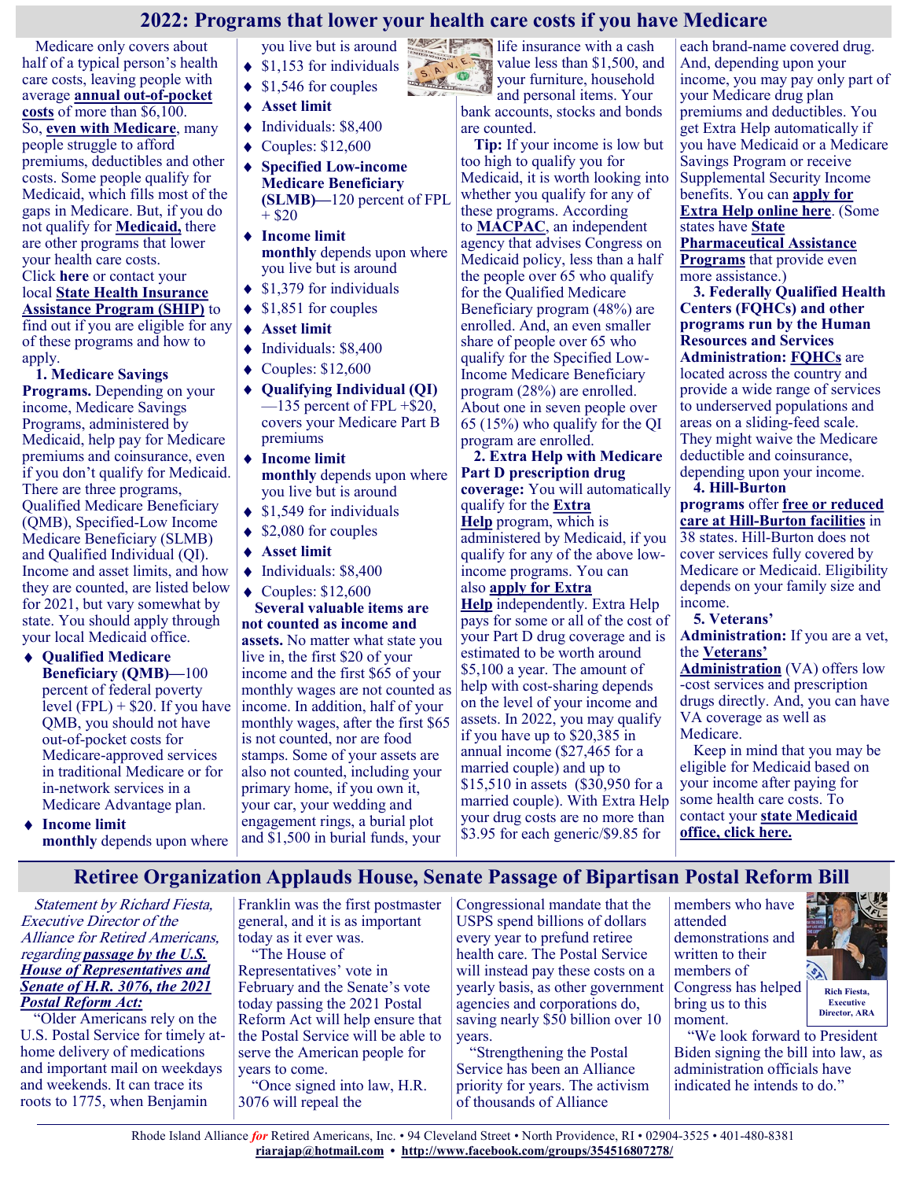# 2022: Programs that lower your health care costs if you have Medicare

Medicare only covers about half of a typical person's health care costs, leaving people with average **annual out-of-pocket costs** of more than $6,100. So, **even with Medicare**, many people struggle to afford premiums, deductibles and other costs. Some people qualify for Medicaid, which fills most of the gaps in Medicare. But, if you do not qualify for **Medicaid,** there are other programs that lower your health care costs. Click **here** or contact your local **State Health Insurance Assistance Program (SHIP)** to find out if you are eligible for any of these programs and how to apply.

**1. Medicare Savings Programs.** Depending on your income, Medicare Savings Programs, administered by Medicaid, help pay for Medicare premiums and coinsurance, even if you don't qualify for Medicaid. There are three programs, Qualified Medicare Beneficiary (QMB), Specified-Low Income Medicare Beneficiary (SLMB) and Qualified Individual (QI). Income and asset limits, and how they are counted, are listed below for 2021, but vary somewhat by state. You should apply through your local Medicaid office.

- **Qualified Medicare Beneficiary (QMB)—**100 percent of federal poverty level (FPL) + $20. If you have QMB, you should not have out-of-pocket costs for Medicare-approved services in traditional Medicare or for in-network services in a Medicare Advantage plan.
- **Income limit monthly** depends upon where you live but is around
- $1,153 for individuals
- $1,546 for couples
- **Asset limit**
- Individuals: $8,400
- Couples: $12,600
- **Specified Low-income Medicare Beneficiary (SLMB)—**120 percent of FPL + $20
- **Income limit monthly** depends upon where you live but is around
- $1,379 for individuals
- $1,851 for couples
- **Asset limit**
- Individuals: $8,400
- Couples: $12,600
- **Qualifying Individual (QI)**—135 percent of FPL +$20, covers your Medicare Part B premiums
- **Income limit monthly** depends upon where you live but is around
- $1,549 for individuals
- $2,080 for couples
- **Asset limit**
- Individuals: $8,400
- Couples: $12,600

**Several valuable items are not counted as income and assets.** No matter what state you live in, the first $20 of your income and the first $65 of your monthly wages are not counted as income. In addition, half of your monthly wages, after the first $65 is not counted, nor are food stamps. Some of your assets are also not counted, including your primary home, if you own it, your car, your wedding and engagement rings, a burial plot and $1,500 in burial funds, your life insurance with a cash value less than $1,500, and your furniture, household and personal items. Your bank accounts, stocks and bonds are counted.

**Tip:** If your income is low but too high to qualify you for Medicaid, it is worth looking into whether you qualify for any of these programs. According to **MACPAC**, an independent agency that advises Congress on Medicaid policy, less than a half the people over 65 who qualify for the Qualified Medicare Beneficiary program (48%) are enrolled. And, an even smaller share of people over 65 who qualify for the Specified Low-Income Medicare Beneficiary program (28%) are enrolled. About one in seven people over 65 (15%) who qualify for the QI program are enrolled.

**2. Extra Help with Medicare Part D prescription drug coverage:** You will automatically qualify for the **Extra Help** program, which is administered by Medicaid, if you qualify for any of the above low-income programs. You can also **apply for Extra Help** independently. Extra Help pays for some or all of the cost of your Part D drug coverage and is estimated to be worth around $5,100 a year. The amount of help with cost-sharing depends on the level of your income and assets. In 2022, you may qualify if you have up to $20,385 in annual income ($27,465 for a married couple) and up to $15,510 in assets ($30,950 for a married couple). With Extra Help your drug costs are no more than $3.95 for each generic/$9.85 for each brand-name covered drug. And, depending upon your income, you may pay only part of your Medicare drug plan premiums and deductibles. You get Extra Help automatically if you have Medicaid or a Medicare Savings Program or receive Supplemental Security Income benefits. You can **apply for Extra Help online here**. (Some states have **State Pharmaceutical Assistance Programs** that provide even more assistance.)

**3. Federally Qualified Health Centers (FQHCs) and other programs run by the Human Resources and Services Administration:** **FQHCs** are located across the country and provide a wide range of services to underserved populations and areas on a sliding-feed scale. They might waive the Medicare deductible and coinsurance, depending upon your income.

**4. Hill-Burton programs** offer **free or reduced care at Hill-Burton facilities** in 38 states. Hill-Burton does not cover services fully covered by Medicare or Medicaid. Eligibility depends on your family size and income.

**5. Veterans' Administration:** If you are a vet, the **Veterans' Administration** (VA) offers low-cost services and prescription drugs directly. And, you can have VA coverage as well as Medicare.

Keep in mind that you may be eligible for Medicaid based on your income after paying for some health care costs. To contact your **state Medicaid office, click here.**

# Retiree Organization Applauds House, Senate Passage of Bipartisan Postal Reform Bill

*Statement by Richard Fiesta, Executive Director of the Alliance for Retired Americans, regarding **passage by the U.S. House of Representatives and Senate of H.R. 3076, the 2021 Postal Reform Act:***

"Older Americans rely on the U.S. Postal Service for timely at-home delivery of medications and important mail on weekdays and weekends. It can trace its roots to 1775, when Benjamin Franklin was the first postmaster general, and it is as important today as it ever was.

"The House of Representatives' vote in February and the Senate's vote today passing the 2021 Postal Reform Act will help ensure that the Postal Service will be able to serve the American people for years to come.

"Once signed into law, H.R. 3076 will repeal the Congressional mandate that the USPS spend billions of dollars every year to prefund retiree health care. The Postal Service will instead pay these costs on a yearly basis, as other government agencies and corporations do, saving nearly $50 billion over 10 years.

"Strengthening the Postal Service has been an Alliance priority for years. The activism of thousands of Alliance members who have attended demonstrations and written to their members of Congress has helped bring us to this moment.

Rich Fiesta, Executive Director, ARA

"We look forward to President Biden signing the bill into law, as administration officials have indicated he intends to do."

Rhode Island Alliance *for* Retired Americans, Inc. • 94 Cleveland Street • North Providence, RI • 02904-3525 • 401-480-8381
**riarajap@hotmail.com** • **http://www.facebook.com/groups/354516807278/**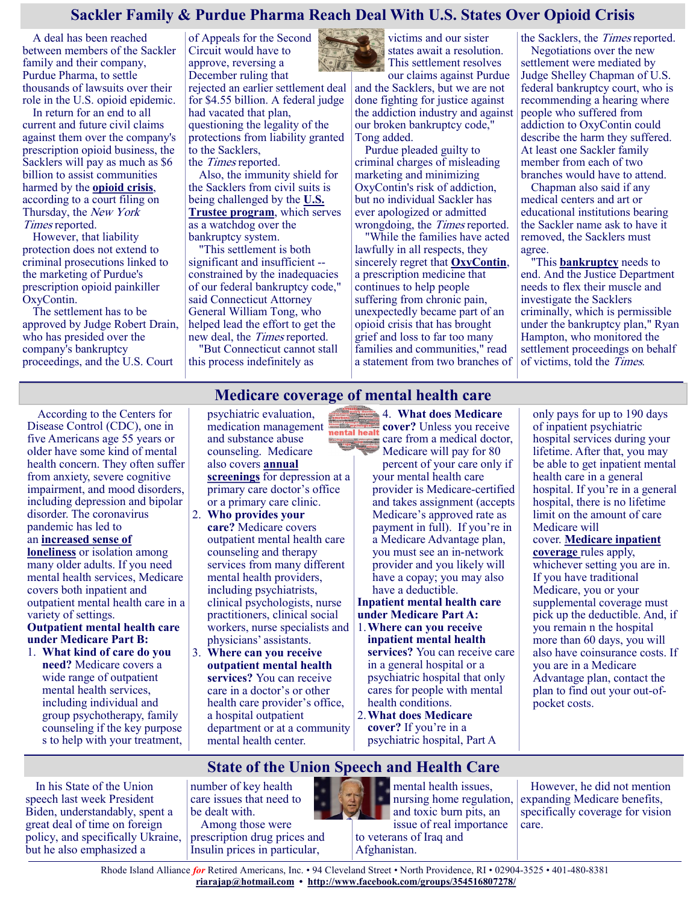## Sackler Family & Purdue Pharma Reach Deal With U.S. States Over Opioid Crisis

A deal has been reached between members of the Sackler family and their company, Purdue Pharma, to settle thousands of lawsuits over their role in the U.S. opioid epidemic.

In return for an end to all current and future civil claims against them over the company's prescription opioid business, the Sacklers will pay as much as $6 billion to assist communities harmed by the **opioid crisis**, according to a court filing on Thursday, the *New York Times* reported.

However, that liability protection does not extend to criminal prosecutions linked to the marketing of Purdue's prescription opioid painkiller OxyContin.

The settlement has to be approved by Judge Robert Drain, who has presided over the company's bankruptcy proceedings, and the U.S. Court of Appeals for the Second Circuit would have to approve, reversing a December ruling that rejected an earlier settlement deal for $4.55 billion. A federal judge had vacated that plan, questioning the legality of the protections from liability granted to the Sacklers, the *Times* reported.

Also, the immunity shield for the Sacklers from civil suits is being challenged by the **U.S. Trustee program**, which serves as a watchdog over the bankruptcy system.

"This settlement is both significant and insufficient -- constrained by the inadequacies of our federal bankruptcy code," said Connecticut Attorney General William Tong, who helped lead the effort to get the new deal, the *Times* reported.

"But Connecticut cannot stall this process indefinitely as victims and our sister states await a resolution. This settlement resolves our claims against Purdue and the Sacklers, but we are not done fighting for justice against the addiction industry and against our broken bankruptcy code," Tong added.

Purdue pleaded guilty to criminal charges of misleading marketing and minimizing OxyContin's risk of addiction, but no individual Sackler has ever apologized or admitted wrongdoing, the *Times* reported.

"While the families have acted lawfully in all respects, they sincerely regret that **OxyContin**, a prescription medicine that continues to help people suffering from chronic pain, unexpectedly became part of an opioid crisis that has brought grief and loss to far too many families and communities," read a statement from two branches of the Sacklers, the *Times* reported.

Negotiations over the new settlement were mediated by Judge Shelley Chapman of U.S. federal bankruptcy court, who is recommending a hearing where people who suffered from addiction to OxyContin could describe the harm they suffered. At least one Sackler family member from each of two branches would have to attend.

Chapman also said if any medical centers and art or educational institutions bearing the Sackler name ask to have it removed, the Sacklers must agree.

"This **bankruptcy** needs to end. And the Justice Department needs to flex their muscle and investigate the Sacklers criminally, which is permissible under the bankruptcy plan," Ryan Hampton, who monitored the settlement proceedings on behalf of victims, told the *Times*.

## Medicare coverage of mental health care

According to the Centers for Disease Control (CDC), one in five Americans age 55 years or older have some kind of mental health concern. They often suffer from anxiety, severe cognitive impairment, and mood disorders, including depression and bipolar disorder. The coronavirus pandemic has led to an **increased sense of loneliness** or isolation among many older adults. If you need mental health services, Medicare covers both inpatient and outpatient mental health care in a variety of settings.

**Outpatient mental health care under Medicare Part B:**

1. **What kind of care do you need?** Medicare covers a wide range of outpatient mental health services, including individual and group psychotherapy, family counseling if the key purpose s to help with your treatment, psychiatric evaluation, medication management and substance abuse counseling. Medicare also covers **annual screenings** for depression at a primary care doctor's office or a primary care clinic.
2. **Who provides your care?** Medicare covers outpatient mental health care counseling and therapy services from many different mental health providers, including psychiatrists, clinical psychologists, nurse practitioners, clinical social workers, nurse specialists and physicians' assistants.
3. **Where can you receive outpatient mental health services?** You can receive care in a doctor's or other health care provider's office, a hospital outpatient department or at a community mental health center.
4. **What does Medicare cover?** Unless you receive care from a medical doctor, Medicare will pay for 80 percent of your care only if your mental health care provider is Medicare-certified and takes assignment (accepts Medicare's approved rate as payment in full). If you're in a Medicare Advantage plan, you must see an in-network provider and you likely will have a copay; you may also have a deductible.

**Inpatient mental health care under Medicare Part A:**

1. **Where can you receive inpatient mental health services?** You can receive care in a general hospital or a psychiatric hospital that only cares for people with mental health conditions.
2. **What does Medicare cover?** If you're in a psychiatric hospital, Part A only pays for up to 190 days of inpatient psychiatric hospital services during your lifetime. After that, you may be able to get inpatient mental health care in a general hospital. If you're in a general hospital, there is no lifetime limit on the amount of care Medicare will cover. **Medicare inpatient coverage** rules apply, whichever setting you are in. If you have traditional Medicare, you or your supplemental coverage must pick up the deductible. And, if you remain n the hospital more than 60 days, you will also have coinsurance costs. If you are in a Medicare Advantage plan, contact the plan to find out your out-of-pocket costs.

## State of the Union Speech and Health Care

In his State of the Union speech last week President Biden, understandably, spent a great deal of time on foreign policy, and specifically Ukraine, but he also emphasized a number of key health care issues that need to be dealt with.

Among those were prescription drug prices and Insulin prices in particular, mental health issues, nursing home regulation, and toxic burn pits, an issue of real importance to veterans of Iraq and Afghanistan.

However, he did not mention expanding Medicare benefits, specifically coverage for vision care.

Rhode Island Alliance *for* Retired Americans, Inc. • 94 Cleveland Street • North Providence, RI • 02904-3525 • 401-480-8381
**riarajap@hotmail.com** • **http://www.facebook.com/groups/354516807278/**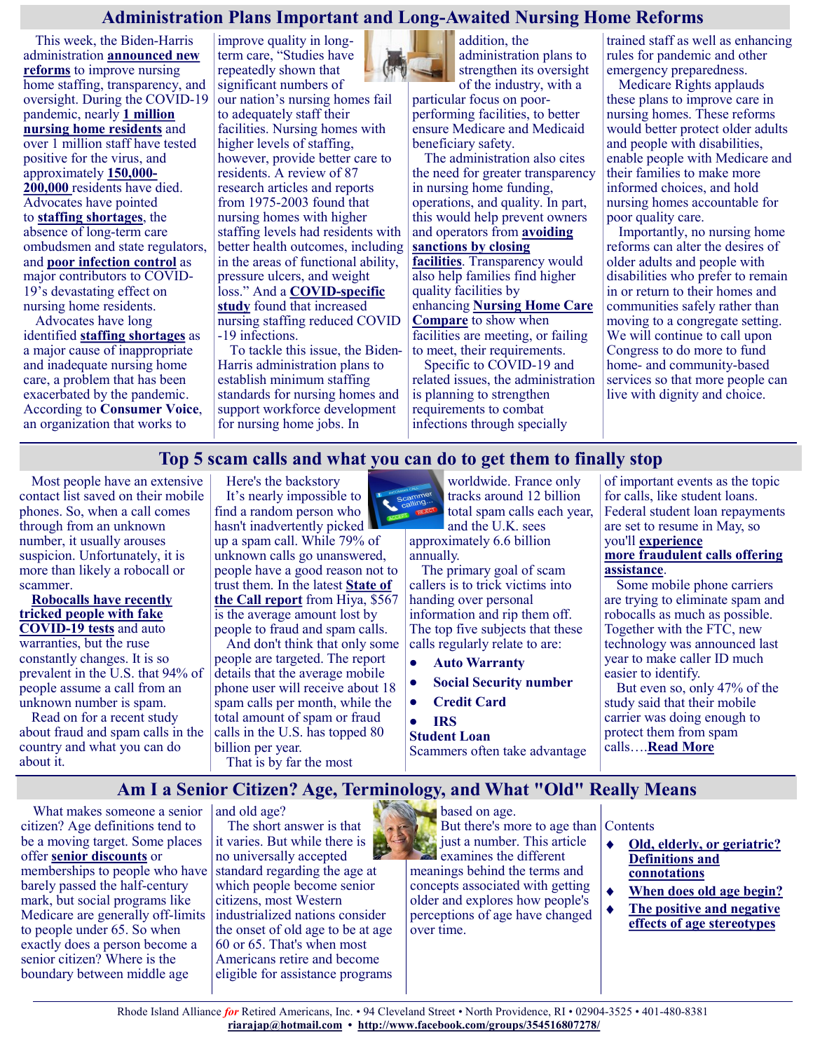## Administration Plans Important and Long-Awaited Nursing Home Reforms

This week, the Biden-Harris administration **announced new reforms** to improve nursing home staffing, transparency, and oversight. During the COVID-19 pandemic, nearly **1 million nursing home residents** and over 1 million staff have tested positive for the virus, and approximately **150,000-200,000** residents have died. Advocates have pointed to **staffing shortages**, the absence of long-term care ombudsmen and state regulators, and **poor infection control** as major contributors to COVID-19's devastating effect on nursing home residents.

Advocates have long identified **staffing shortages** as a major cause of inappropriate and inadequate nursing home care, a problem that has been exacerbated by the pandemic. According to **Consumer Voice**, an organization that works to improve quality in long-term care, "Studies have repeatedly shown that significant numbers of our nation's nursing homes fail to adequately staff their facilities. Nursing homes with higher levels of staffing, however, provide better care to residents. A review of 87 research articles and reports from 1975-2003 found that nursing homes with higher staffing levels had residents with better health outcomes, including in the areas of functional ability, pressure ulcers, and weight loss." And a **COVID-specific study** found that increased nursing staffing reduced COVID-19 infections.

To tackle this issue, the Biden-Harris administration plans to establish minimum staffing standards for nursing homes and support workforce development for nursing home jobs. In addition, the administration plans to strengthen its oversight of the industry, with a particular focus on poor-performing facilities, to better ensure Medicare and Medicaid beneficiary safety.

The administration also cites the need for greater transparency in nursing home funding, operations, and quality. In part, this would help prevent owners and operators from **avoiding sanctions by closing facilities**. Transparency would also help families find higher quality facilities by enhancing **Nursing Home Care Compare** to show when facilities are meeting, or failing to meet, their requirements.

Specific to COVID-19 and related issues, the administration is planning to strengthen requirements to combat infections through specially trained staff as well as enhancing rules for pandemic and other emergency preparedness.

Medicare Rights applauds these plans to improve care in nursing homes. These reforms would better protect older adults and people with disabilities, enable people with Medicare and their families to make more informed choices, and hold nursing homes accountable for poor quality care.

Importantly, no nursing home reforms can alter the desires of older adults and people with disabilities who prefer to remain in or return to their homes and communities safely rather than moving to a congregate setting. We will continue to call upon Congress to do more to fund home- and community-based services so that more people can live with dignity and choice.

## Top 5 scam calls and what you can do to get them to finally stop

Most people have an extensive contact list saved on their mobile phones. So, when a call comes through from an unknown number, it usually arouses suspicion. Unfortunately, it is more than likely a robocall or scammer.

**Robocalls have recently tricked people with fake COVID-19 tests** and auto warranties, but the ruse constantly changes. It is so prevalent in the U.S. that 94% of people assume a call from an unknown number is spam.

Read on for a recent study about fraud and spam calls in the country and what you can do about it.

Here's the backstory

It's nearly impossible to find a random person who hasn't inadvertently picked up a spam call. While 79% of unknown calls go unanswered, people have a good reason not to trust them. In the latest **State of the Call report** from Hiya, $567 is the average amount lost by people to fraud and spam calls.

And don't think that only some people are targeted. The report details that the average mobile phone user will receive about 18 spam calls per month, while the total amount of spam or fraud calls in the U.S. has topped 80 billion per year.

That is by far the most worldwide. France only tracks around 12 billion total spam calls each year, and the U.K. sees approximately 6.6 billion annually.

The primary goal of scam callers is to trick victims into handing over personal information and rip them off. The top five subjects that these calls regularly relate to are:

- **Auto Warranty**
- **Social Security number**
- **Credit Card**
- **IRS**

**Student Loan**

Scammers often take advantage of important events as the topic for calls, like student loans. Federal student loan repayments are set to resume in May, so you'll **experience more fraudulent calls offering assistance**.

Some mobile phone carriers are trying to eliminate spam and robocalls as much as possible. Together with the FTC, new technology was announced last year to make caller ID much easier to identify.

But even so, only 47% of the study said that their mobile carrier was doing enough to protect them from spam calls….**Read More**

## Am I a Senior Citizen? Age, Terminology, and What "Old" Really Means

What makes someone a senior citizen? Age definitions tend to be a moving target. Some places offer **senior discounts** or memberships to people who have barely passed the half-century mark, but social programs like Medicare are generally off-limits to people under 65. So when exactly does a person become a senior citizen? Where is the boundary between middle age and old age?

The short answer is that it varies. But while there is no universally accepted standard regarding the age at which people become senior citizens, most Western industrialized nations consider the onset of old age to be at age 60 or 65. That's when most Americans retire and become eligible for assistance programs based on age.

But there's more to age than just a number. This article examines the different meanings behind the terms and concepts associated with getting older and explores how people's perceptions of age have changed over time.

Contents

- **Old, elderly, or geriatric? Definitions and connotations**
- **When does old age begin?**
- **The positive and negative effects of age stereotypes**

Rhode Island Alliance *for* Retired Americans, Inc. • 94 Cleveland Street • North Providence, RI • 02904-3525 • 401-480-8381
riarajap@hotmail.com • http://www.facebook.com/groups/354516807278/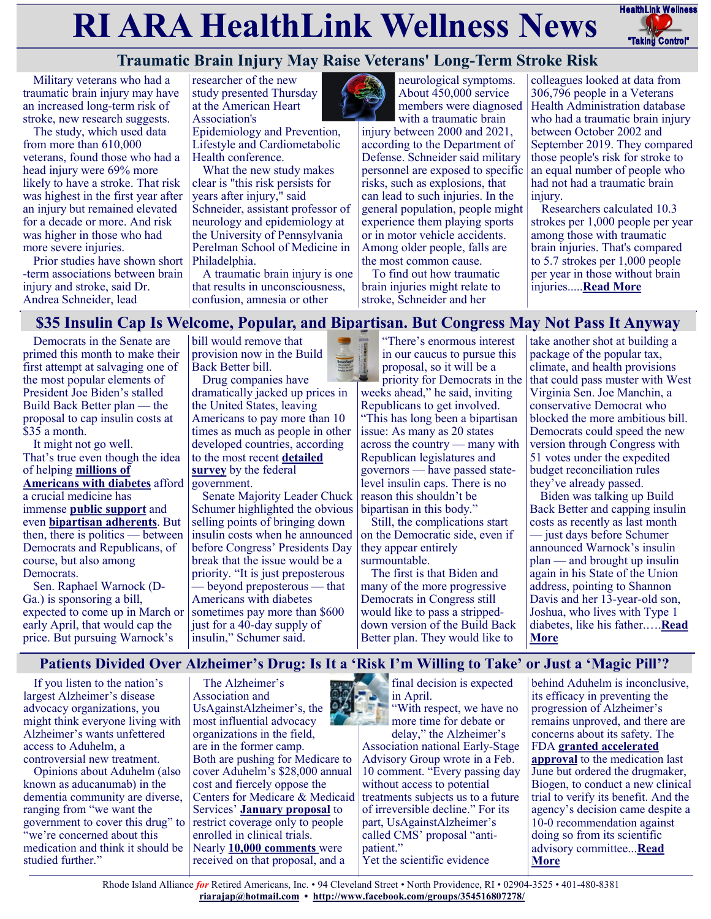# RI ARA HealthLink Wellness News

## Traumatic Brain Injury May Raise Veterans' Long-Term Stroke Risk

Military veterans who had a traumatic brain injury may have an increased long-term risk of stroke, new research suggests.

The study, which used data from more than 610,000 veterans, found those who had a head injury were 69% more likely to have a stroke. That risk was highest in the first year after an injury but remained elevated for a decade or more. And risk was higher in those who had more severe injuries.

Prior studies have shown short-term associations between brain injury and stroke, said Dr. Andrea Schneider, lead researcher of the new study presented Thursday at the American Heart Association's Epidemiology and Prevention, Lifestyle and Cardiometabolic Health conference.

What the new study makes clear is "this risk persists for years after injury," said Schneider, assistant professor of neurology and epidemiology at the University of Pennsylvania Perelman School of Medicine in Philadelphia.

A traumatic brain injury is one that results in unconsciousness, confusion, amnesia or other neurological symptoms. About 450,000 service members were diagnosed with a traumatic brain injury between 2000 and 2021, according to the Department of Defense. Schneider said military personnel are exposed to specific risks, such as explosions, that can lead to such injuries. In the general population, people might experience them playing sports or in motor vehicle accidents. Among older people, falls are the most common cause.

To find out how traumatic brain injuries might relate to stroke, Schneider and her colleagues looked at data from 306,796 people in a Veterans Health Administration database who had a traumatic brain injury between October 2002 and September 2019. They compared those people's risk for stroke to an equal number of people who had not had a traumatic brain injury.

Researchers calculated 10.3 strokes per 1,000 people per year among those with traumatic brain injuries. That's compared to 5.7 strokes per 1,000 people per year in those without brain injuries.....**Read More**

## $35 Insulin Cap Is Welcome, Popular, and Bipartisan. But Congress May Not Pass It Anyway

Democrats in the Senate are primed this month to make their first attempt at salvaging one of President Joe Biden's stalled Build Back Better plan — the proposal to cap insulin costs at $35 a month.

It might not go well.

That's true even though the idea of helping **millions of Americans with diabetes** afford a crucial medicine has immense **public support** and even **bipartisan adherents**. But then, there is politics — between Democrats and Republicans, of course, but also among Democrats.

Sen. Raphael Warnock (D-Ga.) is sponsoring a bill, expected to come up in March or early April, that would cap the price. But pursuing Warnock's bill would remove that provision now in the Build Back Better bill.

Drug companies have dramatically jacked up prices in the United States, leaving Americans to pay more than 10 times as much as people in other developed countries, according to the most recent **detailed survey** by the federal government.

Senate Majority Leader Chuck Schumer highlighted the obvious selling points of bringing down insulin costs when he announced before Congress' Presidents Day break that the issue would be a priority. "It is just preposterous — beyond preposterous — that Americans with diabetes sometimes pay more than $600 just for a 40-day supply of insulin," Schumer said.

"There's enormous interest in our caucus to pursue this proposal, so it will be a priority for Democrats in the weeks ahead," he said, inviting Republicans to get involved. "This has long been a bipartisan issue: As many as 20 states across the country — many with Republican legislatures and governors — have passed state-level insulin caps. There is no reason this shouldn't be bipartisan in this body."

Still, the complications start on the Democratic side, even if they appear entirely surmountable.

The first is that Biden and many of the more progressive Democrats in Congress still would like to pass a stripped-down version of the Build Back Better plan. They would like to take another shot at building a package of the popular tax, climate, and health provisions that could pass muster with West Virginia Sen. Joe Manchin, a conservative Democrat who blocked the more ambitious bill. Democrats could speed the new version through Congress with 51 votes under the expedited budget reconciliation rules they've already passed.

Biden was talking up Build Back Better and capping insulin costs as recently as last month — just days before Schumer announced Warnock's insulin plan — and brought up insulin again in his State of the Union address, pointing to Shannon Davis and her 13-year-old son, Joshua, who lives with Type 1 diabetes, like his father.….**Read More**

## Patients Divided Over Alzheimer's Drug: Is It a 'Risk I'm Willing to Take' or Just a 'Magic Pill'?

If you listen to the nation's largest Alzheimer's disease advocacy organizations, you might think everyone living with Alzheimer's wants unfettered access to Aduhelm, a controversial new treatment.

Opinions about Aduhelm (also known as aducanumab) in the dementia community are diverse, ranging from "we want the government to cover this drug" to "we're concerned about this medication and think it should be studied further."

The Alzheimer's Association and UsAgainstAlzheimer's, the most influential advocacy organizations in the field, are in the former camp. Both are pushing for Medicare to cover Aduhelm's $28,000 annual cost and fiercely oppose the Centers for Medicare & Medicaid Services' **January proposal** to restrict coverage only to people enrolled in clinical trials. Nearly **10,000 comments** were received on that proposal, and a final decision is expected in April.

"With respect, we have no more time for debate or delay," the Alzheimer's Association national Early-Stage Advisory Group wrote in a Feb. 10 comment. "Every passing day without access to potential treatments subjects us to a future of irreversible decline." For its part, UsAgainstAlzheimer's called CMS' proposal "anti-patient."

Yet the scientific evidence behind Aduhelm is inconclusive, its efficacy in preventing the progression of Alzheimer's remains unproved, and there are concerns about its safety. The FDA **granted accelerated approval** to the medication last June but ordered the drugmaker, Biogen, to conduct a new clinical trial to verify its benefit. And the agency's decision came despite a 10-0 recommendation against doing so from its scientific advisory committee...**Read More**

Rhode Island Alliance *for* Retired Americans, Inc. • 94 Cleveland Street • North Providence, RI • 02904-3525 • 401-480-8381
**riarajap@hotmail.com** • **http://www.facebook.com/groups/354516807278/**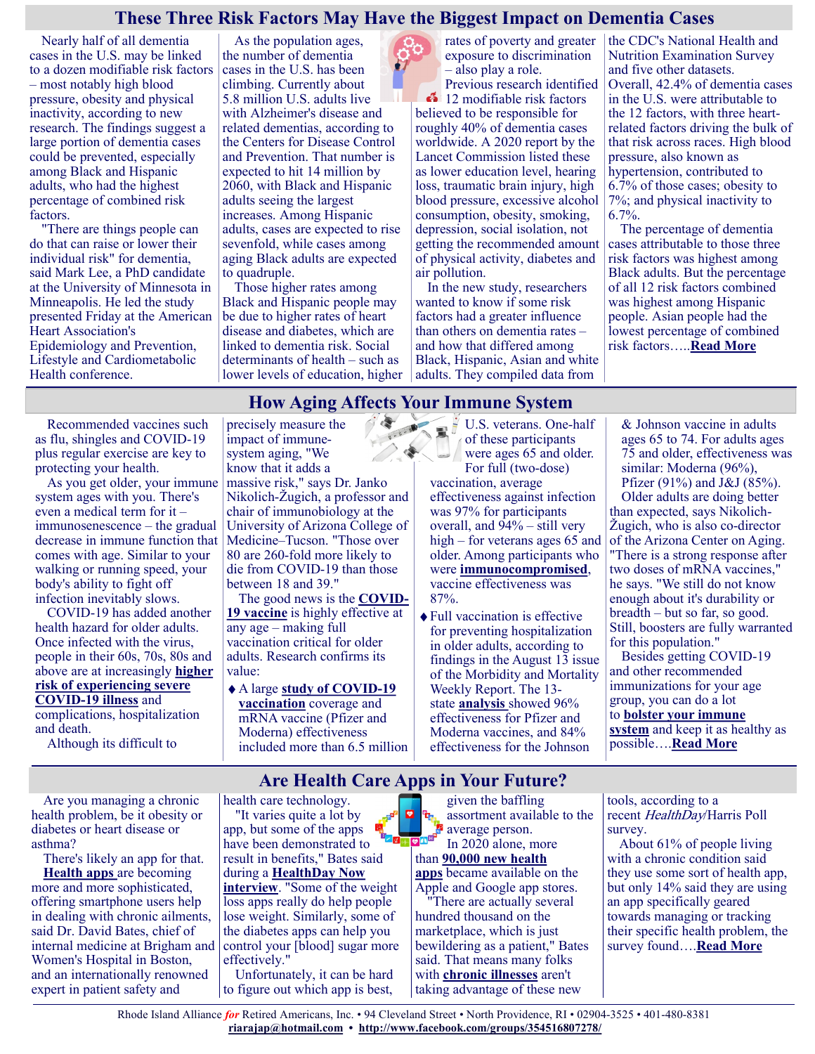## These Three Risk Factors May Have the Biggest Impact on Dementia Cases

Nearly half of all dementia cases in the U.S. may be linked to a dozen modifiable risk factors – most notably high blood pressure, obesity and physical inactivity, according to new research. The findings suggest a large portion of dementia cases could be prevented, especially among Black and Hispanic adults, who had the highest percentage of combined risk factors.

"There are things people can do that can raise or lower their individual risk" for dementia, said Mark Lee, a PhD candidate at the University of Minnesota in Minneapolis. He led the study presented Friday at the American Heart Association's Epidemiology and Prevention, Lifestyle and Cardiometabolic Health conference.

As the population ages, the number of dementia cases in the U.S. has been climbing. Currently about 5.8 million U.S. adults live with Alzheimer's disease and related dementias, according to the Centers for Disease Control and Prevention. That number is expected to hit 14 million by 2060, with Black and Hispanic adults seeing the largest increases. Among Hispanic adults, cases are expected to rise sevenfold, while cases among aging Black adults are expected to quadruple.

Those higher rates among Black and Hispanic people may be due to higher rates of heart disease and diabetes, which are linked to dementia risk. Social determinants of health – such as lower levels of education, higher rates of poverty and greater exposure to discrimination – also play a role.

Previous research identified 12 modifiable risk factors believed to be responsible for roughly 40% of dementia cases worldwide. A 2020 report by the Lancet Commission listed these as lower education level, hearing loss, traumatic brain injury, high blood pressure, excessive alcohol consumption, obesity, smoking, depression, social isolation, not getting the recommended amount of physical activity, diabetes and air pollution.

In the new study, researchers wanted to know if some risk factors had a greater influence than others on dementia rates – and how that differed among Black, Hispanic, Asian and white adults. They compiled data from the CDC's National Health and Nutrition Examination Survey and five other datasets.

Overall, 42.4% of dementia cases in the U.S. were attributable to the 12 factors, with three heart-related factors driving the bulk of that risk across races. High blood pressure, also known as hypertension, contributed to 6.7% of those cases; obesity to 7%; and physical inactivity to 6.7%.

The percentage of dementia cases attributable to those three risk factors was highest among Black adults. But the percentage of all 12 risk factors combined was highest among Hispanic people. Asian people had the lowest percentage of combined risk factors…..**Read More**

## How Aging Affects Your Immune System

Recommended vaccines such as flu, shingles and COVID-19 plus regular exercise are key to protecting your health.

As you get older, your immune system ages with you. There's even a medical term for it – immunosenescence – the gradual decrease in immune function that comes with age. Similar to your walking or running speed, your body's ability to fight off infection inevitably slows.

COVID-19 has added another health hazard for older adults. Once infected with the virus, people in their 60s, 70s, 80s and above are at increasingly **higher risk of experiencing severe COVID-19 illness** and complications, hospitalization and death.

Although its difficult to precisely measure the impact of immune-system aging, "We know that it adds a massive risk," says Dr. Janko Nikolich-Žugich, a professor and chair of immunobiology at the University of Arizona College of Medicine–Tucson. "Those over 80 are 260-fold more likely to die from COVID-19 than those between 18 and 39."

The good news is the **COVID-19 vaccine** is highly effective at any age – making full vaccination critical for older adults. Research confirms its value:

- A large **study of COVID-19 vaccination** coverage and mRNA vaccine (Pfizer and Moderna) effectiveness included more than 6.5 million U.S. veterans. One-half of these participants were ages 65 and older. For full (two-dose) vaccination, average effectiveness against infection was 97% for participants overall, and 94% – still very high – for veterans ages 65 and older. Among participants who were **immunocompromised**, vaccine effectiveness was 87%.
- Full vaccination is effective for preventing hospitalization in older adults, according to findings in the August 13 issue of the Morbidity and Mortality Weekly Report. The 13-state **analysis** showed 96% effectiveness for Pfizer and Moderna vaccines, and 84% effectiveness for the Johnson & Johnson vaccine in adults ages 65 to 74. For adults ages 75 and older, effectiveness was similar: Moderna (96%), Pfizer (91%) and J&J (85%).

Older adults are doing better than expected, says Nikolich-Žugich, who is also co-director of the Arizona Center on Aging. "There is a strong response after two doses of mRNA vaccines," he says. "We still do not know enough about it's durability or breadth – but so far, so good. Still, boosters are fully warranted for this population."

Besides getting COVID-19 and other recommended immunizations for your age group, you can do a lot to **bolster your immune system** and keep it as healthy as possible….**Read More**

## Are Health Care Apps in Your Future?

Are you managing a chronic health problem, be it obesity or diabetes or heart disease or asthma?

There's likely an app for that.

**Health apps** are becoming more and more sophisticated, offering smartphone users help in dealing with chronic ailments, said Dr. David Bates, chief of internal medicine at Brigham and Women's Hospital in Boston, and an internationally renowned expert in patient safety and health care technology.

"It varies quite a lot by app, but some of the apps have been demonstrated to result in benefits," Bates said during a **HealthDay Now interview**. "Some of the weight loss apps really do help people lose weight. Similarly, some of the diabetes apps can help you control your [blood] sugar more effectively."

Unfortunately, it can be hard to figure out which app is best, given the baffling assortment available to the average person.

In 2020 alone, more than **90,000 new health apps** became available on the Apple and Google app stores.

"There are actually several hundred thousand on the marketplace, which is just bewildering as a patient," Bates said. That means many folks with **chronic illnesses** aren't taking advantage of these new tools, according to a recent *HealthDay*/Harris Poll survey.

About 61% of people living with a chronic condition said they use some sort of health app, but only 14% said they are using an app specifically geared towards managing or tracking their specific health problem, the survey found….**Read More**

Rhode Island Alliance *for* Retired Americans, Inc. • 94 Cleveland Street • North Providence, RI • 02904-3525 • 401-480-8381
**riarajap@hotmail.com** • **http://www.facebook.com/groups/354516807278/**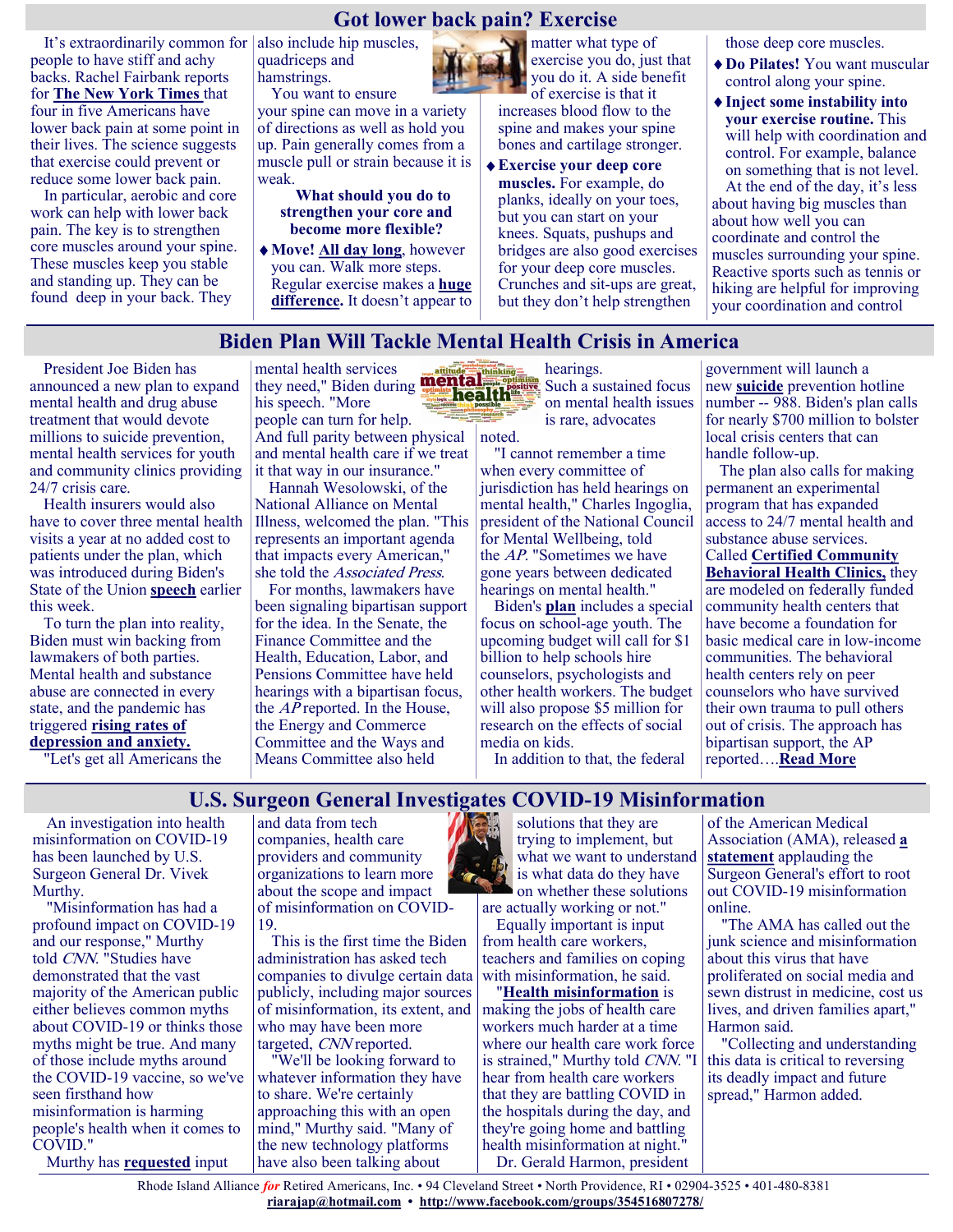## Got lower back pain? Exercise

It's extraordinarily common for people to have stiff and achy backs. Rachel Fairbank reports for **The New York Times** that four in five Americans have lower back pain at some point in their lives. The science suggests that exercise could prevent or reduce some lower back pain.

In particular, aerobic and core work can help with lower back pain. The key is to strengthen core muscles around your spine. These muscles keep you stable and standing up. They can be found deep in your back. They also include hip muscles, quadriceps and hamstrings.

You want to ensure your spine can move in a variety of directions as well as hold you up. Pain generally comes from a muscle pull or strain because it is weak.

**What should you do to strengthen your core and become more flexible?**

- **Move! All day long**, however you can. Walk more steps. Regular exercise makes a **huge difference.** It doesn't appear to matter what type of exercise you do, just that you do it. A side benefit of exercise is that it increases blood flow to the spine and makes your spine bones and cartilage stronger.
- **Exercise your deep core muscles.** For example, do planks, ideally on your toes, but you can start on your knees. Squats, pushups and bridges are also good exercises for your deep core muscles. Crunches and sit-ups are great, but they don't help strengthen those deep core muscles.
- **Do Pilates!** You want muscular control along your spine.
- **Inject some instability into your exercise routine.** This will help with coordination and control. For example, balance on something that is not level.

At the end of the day, it's less about having big muscles than about how well you can coordinate and control the muscles surrounding your spine. Reactive sports such as tennis or hiking are helpful for improving your coordination and control

## Biden Plan Will Tackle Mental Health Crisis in America

President Joe Biden has announced a new plan to expand mental health and drug abuse treatment that would devote millions to suicide prevention, mental health services for youth and community clinics providing 24/7 crisis care.

Health insurers would also have to cover three mental health visits a year at no added cost to patients under the plan, which was introduced during Biden's State of the Union **speech** earlier this week.

To turn the plan into reality, Biden must win backing from lawmakers of both parties. Mental health and substance abuse are connected in every state, and the pandemic has triggered **rising rates of depression and anxiety.**

"Let's get all Americans the mental health services they need," Biden during his speech. "More people can turn for help. And full parity between physical and mental health care if we treat it that way in our insurance."

Hannah Wesolowski, of the National Alliance on Mental Illness, welcomed the plan. "This represents an important agenda that impacts every American," she told the *Associated Press*.

For months, lawmakers have been signaling bipartisan support for the idea. In the Senate, the Finance Committee and the Health, Education, Labor, and Pensions Committee have held hearings with a bipartisan focus, the *AP* reported. In the House, the Energy and Commerce Committee and the Ways and Means Committee also held hearings.

Such a sustained focus on mental health issues is rare, advocates noted.

"I cannot remember a time when every committee of jurisdiction has held hearings on mental health," Charles Ingoglia, president of the National Council for Mental Wellbeing, told the *AP*. "Sometimes we have gone years between dedicated hearings on mental health."

Biden's **plan** includes a special focus on school-age youth. The upcoming budget will call for $1 billion to help schools hire counselors, psychologists and other health workers. The budget will also propose $5 million for research on the effects of social media on kids.

In addition to that, the federal government will launch a new **suicide** prevention hotline number -- 988. Biden's plan calls for nearly $700 million to bolster local crisis centers that can handle follow-up.

The plan also calls for making permanent an experimental program that has expanded access to 24/7 mental health and substance abuse services. Called **Certified Community Behavioral Health Clinics,** they are modeled on federally funded community health centers that have become a foundation for basic medical care in low-income communities. The behavioral health centers rely on peer counselors who have survived their own trauma to pull others out of crisis. The approach has bipartisan support, the AP reported….**Read More**

## U.S. Surgeon General Investigates COVID-19 Misinformation

An investigation into health misinformation on COVID-19 has been launched by U.S. Surgeon General Dr. Vivek Murthy.

"Misinformation has had a profound impact on COVID-19 and our response," Murthy told *CNN*. "Studies have demonstrated that the vast majority of the American public either believes common myths about COVID-19 or thinks those myths might be true. And many of those include myths around the COVID-19 vaccine, so we've seen firsthand how misinformation is harming people's health when it comes to COVID."

Murthy has **requested** input and data from tech companies, health care providers and community organizations to learn more about the scope and impact of misinformation on COVID-19.

This is the first time the Biden administration has asked tech companies to divulge certain data publicly, including major sources of misinformation, its extent, and who may have been more targeted, *CNN* reported.

"We'll be looking forward to whatever information they have to share. We're certainly approaching this with an open mind," Murthy said. "Many of the new technology platforms have also been talking about solutions that they are trying to implement, but what we want to understand is what data do they have on whether these solutions are actually working or not."

Equally important is input from health care workers, teachers and families on coping with misinformation, he said.

"**Health misinformation** is making the jobs of health care workers much harder at a time where our health care work force is strained," Murthy told *CNN*. "I hear from health care workers that they are battling COVID in the hospitals during the day, and they're going home and battling health misinformation at night."

Dr. Gerald Harmon, president of the American Medical Association (AMA), released **a statement** applauding the Surgeon General's effort to root out COVID-19 misinformation online.

"The AMA has called out the junk science and misinformation about this virus that have proliferated on social media and sewn distrust in medicine, cost us lives, and driven families apart," Harmon said.

"Collecting and understanding this data is critical to reversing its deadly impact and future spread," Harmon added.

Rhode Island Alliance *for* Retired Americans, Inc. • 94 Cleveland Street • North Providence, RI • 02904-3525 • 401-480-8381
**riarajap@hotmail.com** • **http://www.facebook.com/groups/354516807278/**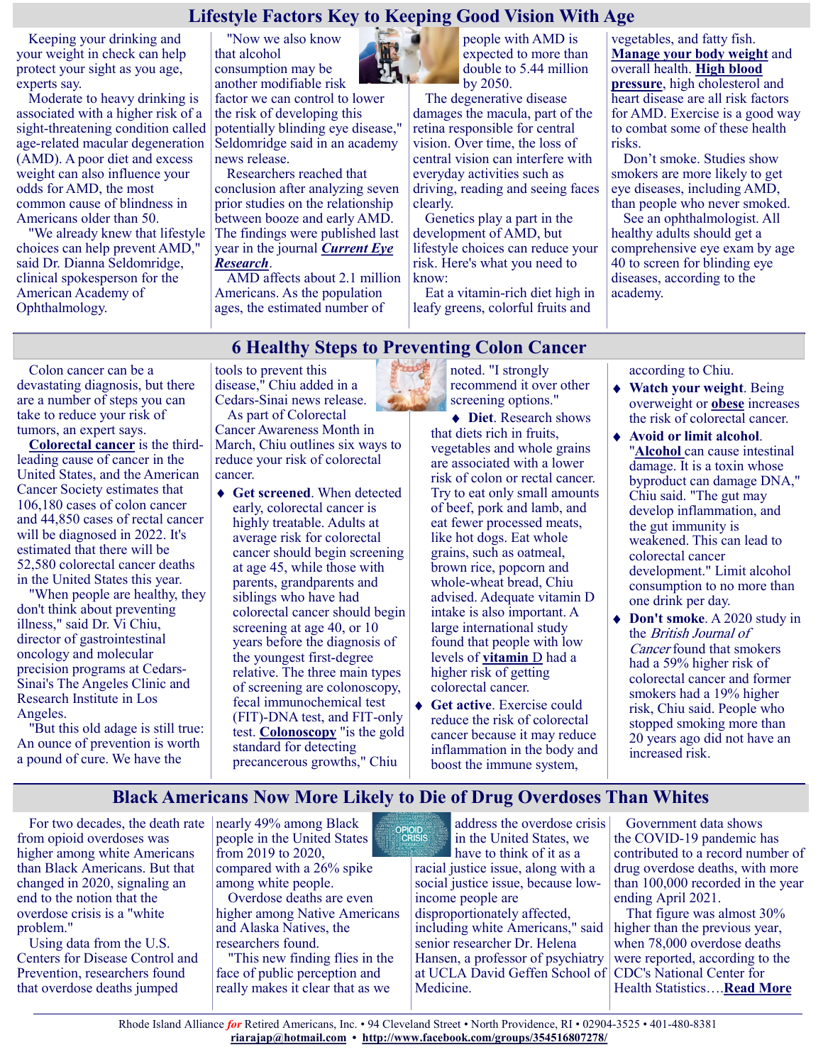## Lifestyle Factors Key to Keeping Good Vision With Age

Keeping your drinking and your weight in check can help protect your sight as you age, experts say.

Moderate to heavy drinking is associated with a higher risk of a sight-threatening condition called age-related macular degeneration (AMD). A poor diet and excess weight can also influence your odds for AMD, the most common cause of blindness in Americans older than 50.

"We already knew that lifestyle choices can help prevent AMD," said Dr. Dianna Seldomridge, clinical spokesperson for the American Academy of Ophthalmology.

"Now we also know that alcohol consumption may be another modifiable risk factor we can control to lower the risk of developing this potentially blinding eye disease," Seldomridge said in an academy news release.

Researchers reached that conclusion after analyzing seven prior studies on the relationship between booze and early AMD. The findings were published last year in the journal ***Current Eye Research***.

AMD affects about 2.1 million Americans. As the population ages, the estimated number of people with AMD is expected to more than double to 5.44 million by 2050.

The degenerative disease damages the macula, part of the retina responsible for central vision. Over time, the loss of central vision can interfere with everyday activities such as driving, reading and seeing faces clearly.

Genetics play a part in the development of AMD, but lifestyle choices can reduce your risk. Here's what you need to know:

Eat a vitamin-rich diet high in leafy greens, colorful fruits and vegetables, and fatty fish.

**Manage your body weight** and overall health. **High blood pressure**, high cholesterol and heart disease are all risk factors for AMD. Exercise is a good way to combat some of these health risks.

Don't smoke. Studies show smokers are more likely to get eye diseases, including AMD, than people who never smoked.

See an ophthalmologist. All healthy adults should get a comprehensive eye exam by age 40 to screen for blinding eye diseases, according to the academy.

## 6 Healthy Steps to Preventing Colon Cancer

Colon cancer can be a devastating diagnosis, but there are a number of steps you can take to reduce your risk of tumors, an expert says.

**Colorectal cancer** is the third-leading cause of cancer in the United States, and the American Cancer Society estimates that 106,180 cases of colon cancer and 44,850 cases of rectal cancer will be diagnosed in 2022. It's estimated that there will be 52,580 colorectal cancer deaths in the United States this year.

"When people are healthy, they don't think about preventing illness," said Dr. Vi Chiu, director of gastrointestinal oncology and molecular precision programs at Cedars-Sinai's The Angeles Clinic and Research Institute in Los Angeles.

"But this old adage is still true: An ounce of prevention is worth a pound of cure. We have the tools to prevent this disease," Chiu added in a Cedars-Sinai news release.

As part of Colorectal Cancer Awareness Month in March, Chiu outlines six ways to reduce your risk of colorectal cancer.

- **Get screened**. When detected early, colorectal cancer is highly treatable. Adults at average risk for colorectal cancer should begin screening at age 45, while those with parents, grandparents and siblings who have had colorectal cancer should begin screening at age 40, or 10 years before the diagnosis of the youngest first-degree relative. The three main types of screening are colonoscopy, fecal immunochemical test (FIT)-DNA test, and FIT-only test. **Colonoscopy** "is the gold standard for detecting precancerous growths," Chiu noted. "I strongly recommend it over other screening options."
- **Diet**. Research shows that diets rich in fruits, vegetables and whole grains are associated with a lower risk of colon or rectal cancer. Try to eat only small amounts of beef, pork and lamb, and eat fewer processed meats, like hot dogs. Eat whole grains, such as oatmeal, brown rice, popcorn and whole-wheat bread, Chiu advised. Adequate vitamin D intake is also important. A large international study found that people with low levels of **vitamin** D had a higher risk of getting colorectal cancer.
- **Get active**. Exercise could reduce the risk of colorectal cancer because it may reduce inflammation in the body and boost the immune system, according to Chiu.
- **Watch your weight**. Being overweight or **obese** increases the risk of colorectal cancer.
- **Avoid or limit alcohol**. "**Alcohol** can cause intestinal damage. It is a toxin whose byproduct can damage DNA," Chiu said. "The gut may develop inflammation, and the gut immunity is weakened. This can lead to colorectal cancer development." Limit alcohol consumption to no more than one drink per day.
- **Don't smoke**. A 2020 study in the *British Journal of Cancer* found that smokers had a 59% higher risk of colorectal cancer and former smokers had a 19% higher risk, Chiu said. People who stopped smoking more than 20 years ago did not have an increased risk.

## Black Americans Now More Likely to Die of Drug Overdoses Than Whites

For two decades, the death rate from opioid overdoses was higher among white Americans than Black Americans. But that changed in 2020, signaling an end to the notion that the overdose crisis is a "white problem."

Using data from the U.S. Centers for Disease Control and Prevention, researchers found that overdose deaths jumped nearly 49% among Black people in the United States from 2019 to 2020, compared with a 26% spike among white people.

Overdose deaths are even higher among Native Americans and Alaska Natives, the researchers found.

"This new finding flies in the face of public perception and really makes it clear that as we address the overdose crisis in the United States, we have to think of it as a racial justice issue, along with a social justice issue, because low-income people are disproportionately affected, including white Americans," said senior researcher Dr. Helena Hansen, a professor of psychiatry at UCLA David Geffen School of Medicine.

Government data shows the COVID-19 pandemic has contributed to a record number of drug overdose deaths, with more than 100,000 recorded in the year ending April 2021.

That figure was almost 30% higher than the previous year, when 78,000 overdose deaths were reported, according to the CDC's National Center for Health Statistics….**Read More**

Rhode Island Alliance *for* Retired Americans, Inc. • 94 Cleveland Street • North Providence, RI • 02904-3525 • 401-480-8381
**riarajap@hotmail.com** • **http://www.facebook.com/groups/354516807278/**